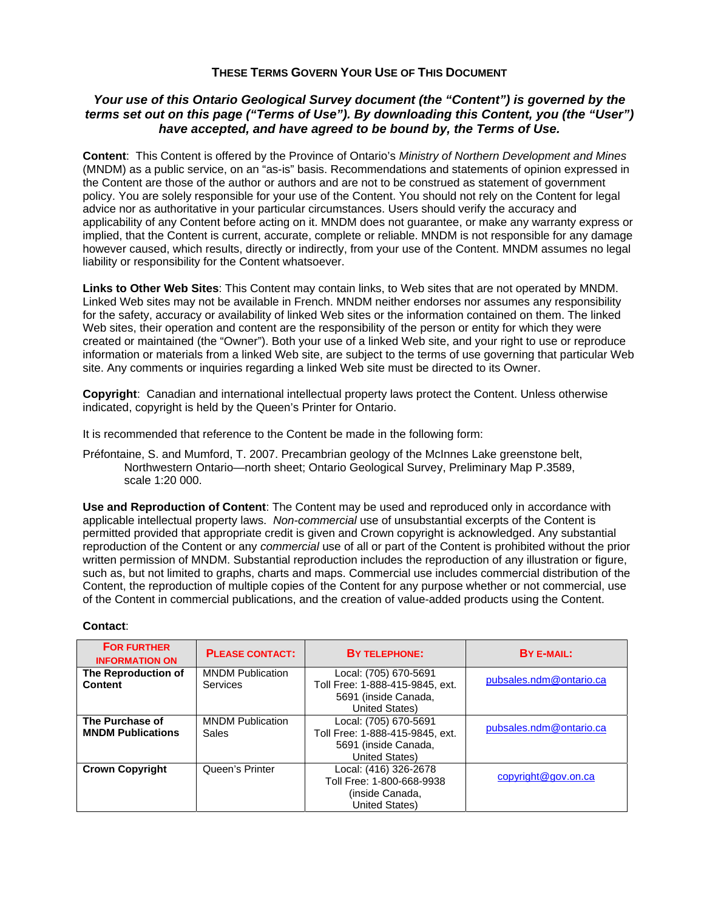# THESE TERMS GOVERN YOUR USE OF THIS DOCUMENT

***Your use of this Ontario Geological Survey document (the "Content") is governed by the terms set out on this page ("Terms of Use"). By downloading this Content, you (the "User") have accepted, and have agreed to be bound by, the Terms of Use.***

**Content**: This Content is offered by the Province of Ontario's *Ministry of Northern Development and Mines* (MNDM) as a public service, on an "as-is" basis. Recommendations and statements of opinion expressed in the Content are those of the author or authors and are not to be construed as statement of government policy. You are solely responsible for your use of the Content. You should not rely on the Content for legal advice nor as authoritative in your particular circumstances. Users should verify the accuracy and applicability of any Content before acting on it. MNDM does not guarantee, or make any warranty express or implied, that the Content is current, accurate, complete or reliable. MNDM is not responsible for any damage however caused, which results, directly or indirectly, from your use of the Content. MNDM assumes no legal liability or responsibility for the Content whatsoever.

**Links to Other Web Sites**: This Content may contain links, to Web sites that are not operated by MNDM. Linked Web sites may not be available in French. MNDM neither endorses nor assumes any responsibility for the safety, accuracy or availability of linked Web sites or the information contained on them. The linked Web sites, their operation and content are the responsibility of the person or entity for which they were created or maintained (the "Owner"). Both your use of a linked Web site, and your right to use or reproduce information or materials from a linked Web site, are subject to the terms of use governing that particular Web site. Any comments or inquiries regarding a linked Web site must be directed to its Owner.

**Copyright**: Canadian and international intellectual property laws protect the Content. Unless otherwise indicated, copyright is held by the Queen's Printer for Ontario.

It is recommended that reference to the Content be made in the following form:

Préfontaine, S. and Mumford, T. 2007. Precambrian geology of the McInnes Lake greenstone belt, Northwestern Ontario—north sheet; Ontario Geological Survey, Preliminary Map P.3589, scale 1:20 000.

**Use and Reproduction of Content**: The Content may be used and reproduced only in accordance with applicable intellectual property laws. *Non-commercial* use of unsubstantial excerpts of the Content is permitted provided that appropriate credit is given and Crown copyright is acknowledged. Any substantial reproduction of the Content or any *commercial* use of all or part of the Content is prohibited without the prior written permission of MNDM. Substantial reproduction includes the reproduction of any illustration or figure, such as, but not limited to graphs, charts and maps. Commercial use includes commercial distribution of the Content, the reproduction of multiple copies of the Content for any purpose whether or not commercial, use of the Content in commercial publications, and the creation of value-added products using the Content.

**Contact**:

| FOR FURTHER INFORMATION ON | PLEASE CONTACT: | BY TELEPHONE: | BY E-MAIL: |
|---|---|---|---|
| **The Reproduction of Content** | MNDM Publication Services | Local: (705) 670-5691<br>Toll Free: 1-888-415-9845, ext. 5691 (inside Canada, United States) | pubsales.ndm@ontario.ca |
| **The Purchase of MNDM Publications** | MNDM Publication Sales | Local: (705) 670-5691<br>Toll Free: 1-888-415-9845, ext. 5691 (inside Canada, United States) | pubsales.ndm@ontario.ca |
| **Crown Copyright** | Queen's Printer | Local: (416) 326-2678<br>Toll Free: 1-800-668-9938 (inside Canada, United States) | copyright@gov.on.ca |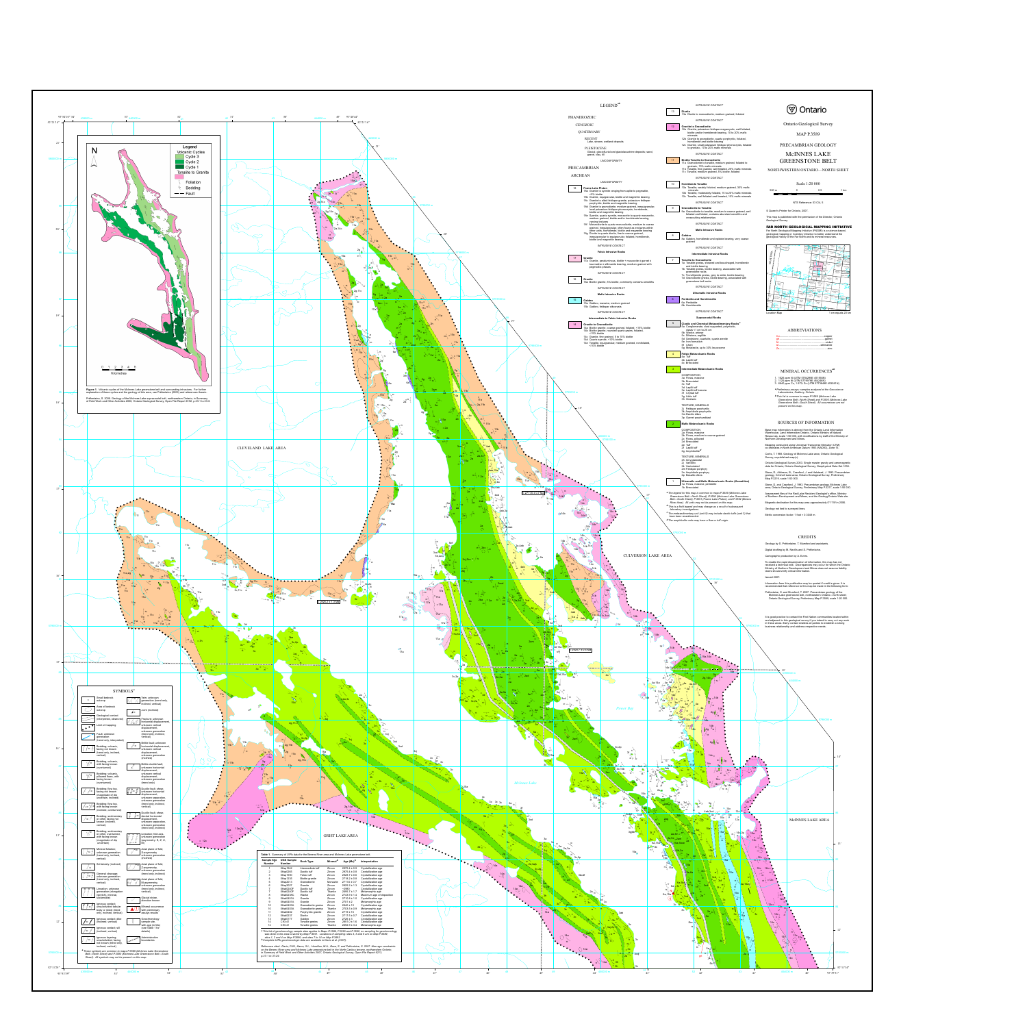# Ontario

Ontario Geological Survey

MAP P.3589

PRECAMBRIAN GEOLOGY

## McINNES LAKE GREENSTONE BELT

NORTHWESTERN ONTARIO—NORTH SHEET

Scale 1:20 000

NTS Reference: 53 C/4, 5

© Queen's Printer for Ontario, 2007

This map is published with the permission of the Director, Ontario Geological Survey.

**FAR NORTH GEOLOGICAL MAPPING INITIATIVE**

Location Map

## LEGEND

PHANEROZOIC

CENOZOIC

QUATERNARY

RECENT
Lake, stream, wetland deposits

PLEISTOCENE
Glacial, glaciofluvial and glaciolacustrine deposits: sand, gravel, clay, till

UNCONFORMITY

PRECAMBRIAN

ARCHEAN

UNCONFORMITY

18 Frame Lake Pluton

INTRUSIVE CONTACT

Felsic Intrusive Rocks

17 Granite

INTRUSIVE CONTACT

16 Granite

INTRUSIVE CONTACT

Mafic Intrusive Rocks

15 Gabbro

INTRUSIVE CONTACT

Intermediate to Felsic Intrusive Rocks

14 Granite to Granodiorite

INTRUSIVE CONTACT

13 Granite

INTRUSIVE CONTACT

12 Granite to Granodiorite

INTRUSIVE CONTACT

11 Biotite Tonalite to Granodiorite

INTRUSIVE CONTACT

10 Hornblende Tonalite

INTRUSIVE CONTACT

9 Granodiorite to Tonalite

INTRUSIVE CONTACT

Mafic Intrusive Rocks

8 Gabbro

INTRUSIVE CONTACT

Intermediate Intrusive Rocks

7 Tonalite to Granodiorite

INTRUSIVE CONTACT

Ultramafic Intrusive Rocks

6 Peridotite and Hornblendite
6a Peridotite
6b Hornblendite

INTRUSIVE CONTACT

Supracrustal Rocks

5 Clastic and Chemical Metasedimentary Rocks

4 Felsic Metavolcanic Rocks
4a Tuff
4b Lapilli tuff
4c Brecciated

3 Intermediate Metavolcanic Rocks

2 Mafic Metavolcanic Rocks

1 Ultramafic and Mafic Metavolcanic Rocks (Komatiites)

## ABBREVIATIONS

## MINERAL OCCURRENCES

## SOURCES OF INFORMATION

## CREDITS

Geology by S. Preface, T. Stamford and assistants.

Issued 2007.

Information from this publication may be quoted if credit is given. It is recommended that reference to this map be made in the following form:

Préfontaine, S. and Stamford, T. 2007. Precambrian geology of the McInnes Lake greenstone belt, northwestern Ontario—north sheet; Ontario Geological Survey, Preliminary Map P.3589, scale 1:20 000.

CLEVELAND LAKE AREA

CULVERSON LAKE AREA

GRIST LAKE AREA

McINNES LAKE AREA

McInnes Lake

## Legend

Volcanic Cycles
Cycle 3
Cycle 2
Cycle 1
Tonalite to Granite
Foliation
Bedding
Fault

Kilometres

Figure 1. Volcanic cycles of the McInnes Lake greenstone belt and surrounding intrusions.

## SYMBOLS

**Table 1.** Summary of U/Pb data for the Berens River area and McInnes Lake greenstone belt.